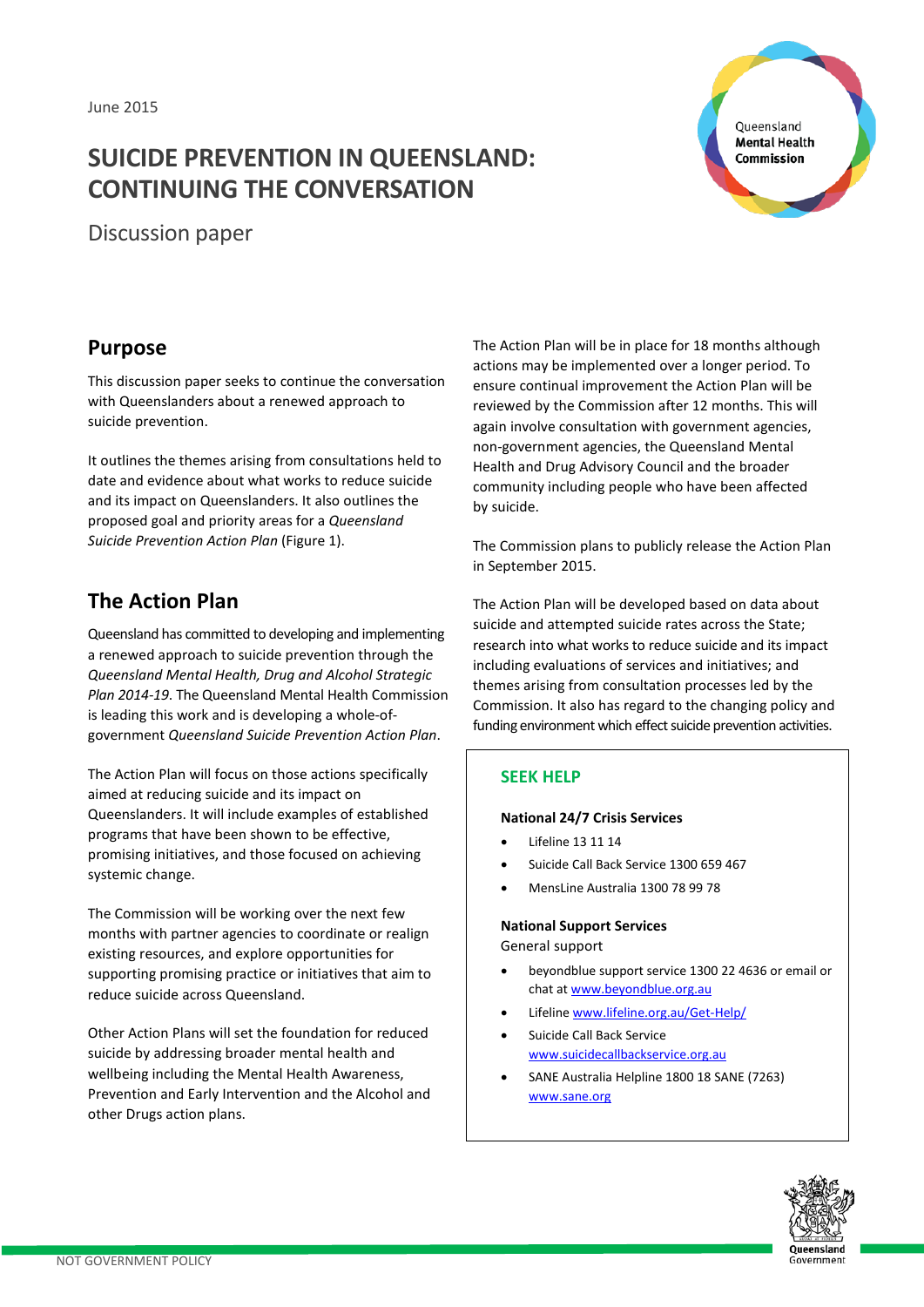June 2015

# SUICIDE PREVENTION IN QUEENSLAND: CONTINUING THE CONVERSATION

Discussion paper

## Purpose

This discussion paper seeks to continue the conversation with Queenslanders about a renewed approach to suicide prevention.

It outlines the themes arising from consultations held to date and evidence about what works to reduce suicide and its impact on Queenslanders. It also outlines the proposed goal and priority areas for a *Queensland Suicide Prevention Action Plan* (Figure 1).

## The Action Plan

Queensland has committed to developing and implementing a renewed approach to suicide prevention through the *Queensland Mental Health, Drug and Alcohol Strategic Plan 2014-19*. The Queensland Mental Health Commission is leading this work and is developing a whole-of-government *Queensland Suicide Prevention Action Plan*.

The Action Plan will focus on those actions specifically aimed at reducing suicide and its impact on Queenslanders. It will include examples of established programs that have been shown to be effective, promising initiatives, and those focused on achieving systemic change.

The Commission will be working over the next few months with partner agencies to coordinate or realign existing resources, and explore opportunities for supporting promising practice or initiatives that aim to reduce suicide across Queensland.

Other Action Plans will set the foundation for reduced suicide by addressing broader mental health and wellbeing including the Mental Health Awareness, Prevention and Early Intervention and the Alcohol and other Drugs action plans.

The Action Plan will be in place for 18 months although actions may be implemented over a longer period. To ensure continual improvement the Action Plan will be reviewed by the Commission after 12 months. This will again involve consultation with government agencies, non-government agencies, the Queensland Mental Health and Drug Advisory Council and the broader community including people who have been affected by suicide.

The Commission plans to publicly release the Action Plan in September 2015.

The Action Plan will be developed based on data about suicide and attempted suicide rates across the State; research into what works to reduce suicide and its impact including evaluations of services and initiatives; and themes arising from consultation processes led by the Commission. It also has regard to the changing policy and funding environment which effect suicide prevention activities.

### SEEK HELP

**National 24/7 Crisis Services**

- Lifeline 13 11 14
- Suicide Call Back Service 1300 659 467
- MensLine Australia 1300 78 99 78

**National Support Services**

General support

- beyondblue support service 1300 22 4636 or email or chat at www.beyondblue.org.au
- Lifeline www.lifeline.org.au/Get-Help/
- Suicide Call Back Service www.suicidecallbackservice.org.au
- SANE Australia Helpline 1800 18 SANE (7263) www.sane.org

NOT GOVERNMENT POLICY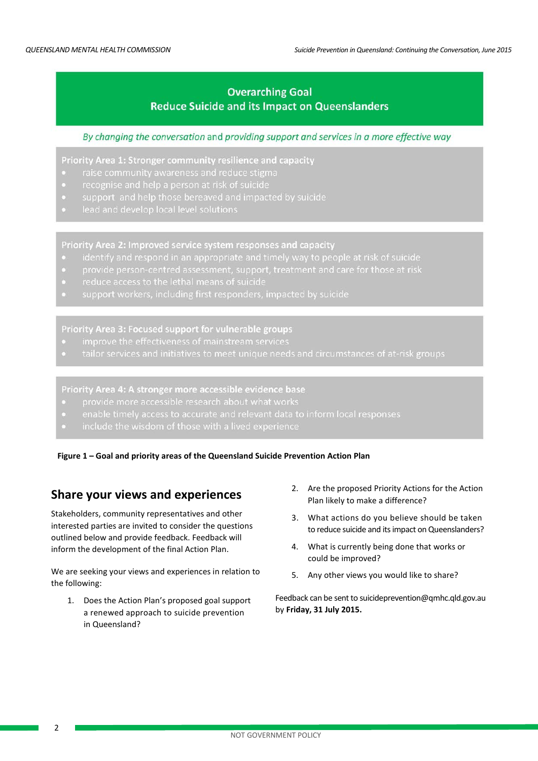**Overarching Goal**
**Reduce Suicide and its Impact on Queenslanders**

*By changing the conversation* and *providing support and services in a more effective way*

**Priority Area 1: Stronger community resilience and capacity**

- raise community awareness and reduce stigma
- recognise and help a person at risk of suicide
- support and help those bereaved and impacted by suicide
- lead and develop local level solutions

**Priority Area 2: Improved service system responses and capacity**

- identify and respond in an appropriate and timely way to people at risk of suicide
- provide person-centred assessment, support, treatment and care for those at risk
- reduce access to the lethal means of suicide
- support workers, including first responders, impacted by suicide

**Priority Area 3: Focused support for vulnerable groups**

- improve the effectiveness of mainstream services
- tailor services and initiatives to meet unique needs and circumstances of at-risk groups

**Priority Area 4: A stronger more accessible evidence base**

- provide more accessible research about what works
- enable timely access to accurate and relevant data to inform local responses
- include the wisdom of those with a lived experience

**Figure 1 – Goal and priority areas of the Queensland Suicide Prevention Action Plan**

## Share your views and experiences

Stakeholders, community representatives and other interested parties are invited to consider the questions outlined below and provide feedback. Feedback will inform the development of the final Action Plan.

We are seeking your views and experiences in relation to the following:

1. Does the Action Plan's proposed goal support a renewed approach to suicide prevention in Queensland?
2. Are the proposed Priority Actions for the Action Plan likely to make a difference?
3. What actions do you believe should be taken to reduce suicide and its impact on Queenslanders?
4. What is currently being done that works or could be improved?
5. Any other views you would like to share?

Feedback can be sent to suicideprevention@qmhc.qld.gov.au by **Friday, 31 July 2015.**

NOT GOVERNMENT POLICY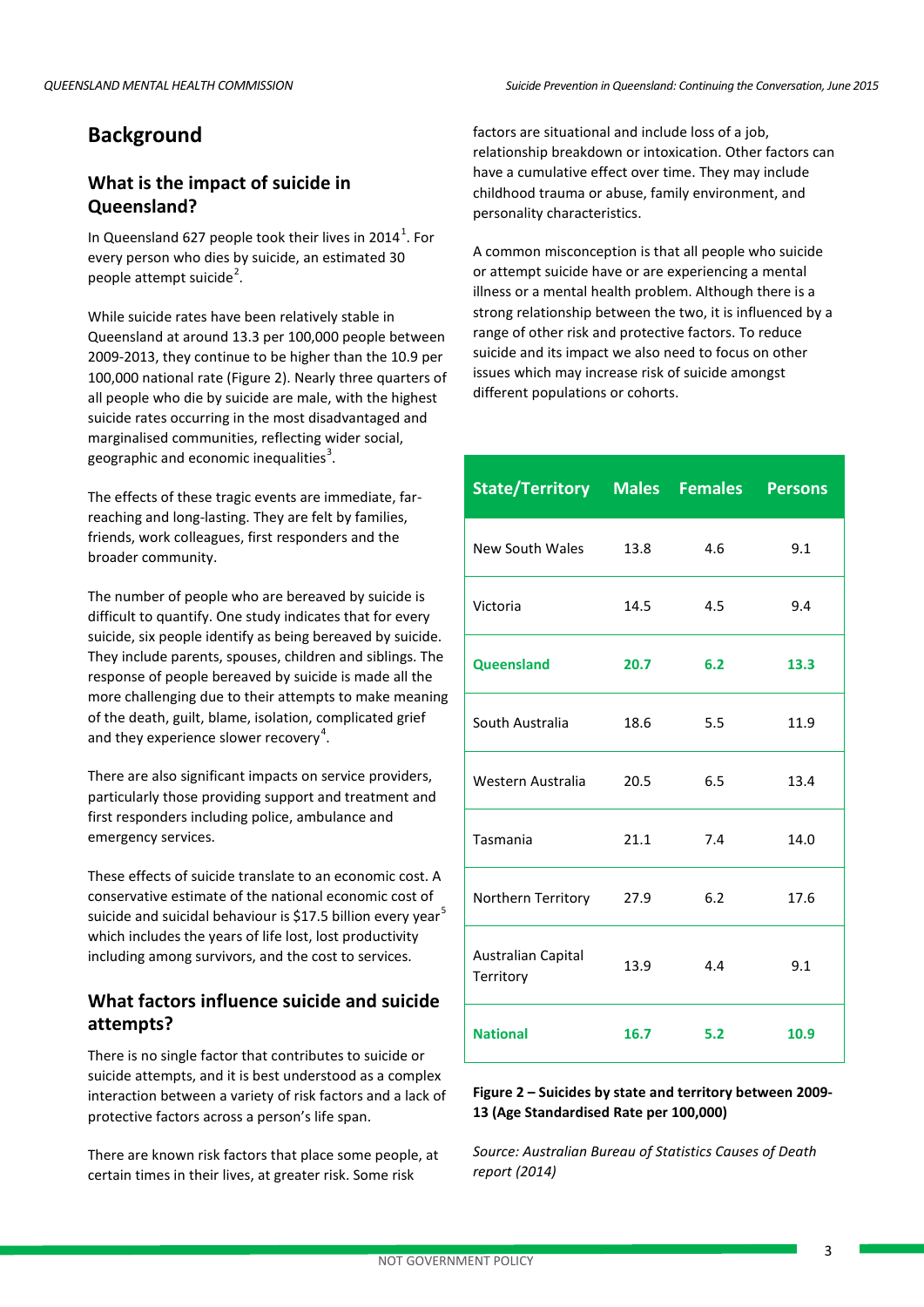## Background

### What is the impact of suicide in Queensland?

In Queensland 627 people took their lives in 2014[1]. For every person who dies by suicide, an estimated 30 people attempt suicide[2].

While suicide rates have been relatively stable in Queensland at around 13.3 per 100,000 people between 2009-2013, they continue to be higher than the 10.9 per 100,000 national rate (Figure 2). Nearly three quarters of all people who die by suicide are male, with the highest suicide rates occurring in the most disadvantaged and marginalised communities, reflecting wider social, geographic and economic inequalities[3].

The effects of these tragic events are immediate, far-reaching and long-lasting. They are felt by families, friends, work colleagues, first responders and the broader community.

The number of people who are bereaved by suicide is difficult to quantify. One study indicates that for every suicide, six people identify as being bereaved by suicide. They include parents, spouses, children and siblings. The response of people bereaved by suicide is made all the more challenging due to their attempts to make meaning of the death, guilt, blame, isolation, complicated grief and they experience slower recovery[4].

There are also significant impacts on service providers, particularly those providing support and treatment and first responders including police, ambulance and emergency services.

These effects of suicide translate to an economic cost. A conservative estimate of the national economic cost of suicide and suicidal behaviour is $17.5 billion every year[5] which includes the years of life lost, lost productivity including among survivors, and the cost to services.

### What factors influence suicide and suicide attempts?

There is no single factor that contributes to suicide or suicide attempts, and it is best understood as a complex interaction between a variety of risk factors and a lack of protective factors across a person's life span.

There are known risk factors that place some people, at certain times in their lives, at greater risk. Some risk factors are situational and include loss of a job, relationship breakdown or intoxication. Other factors can have a cumulative effect over time. They may include childhood trauma or abuse, family environment, and personality characteristics.

A common misconception is that all people who suicide or attempt suicide have or are experiencing a mental illness or a mental health problem. Although there is a strong relationship between the two, it is influenced by a range of other risk and protective factors. To reduce suicide and its impact we also need to focus on other issues which may increase risk of suicide amongst different populations or cohorts.

| State/Territory | Males | Females | Persons |
|---|---|---|---|
| New South Wales | 13.8 | 4.6 | 9.1 |
| Victoria | 14.5 | 4.5 | 9.4 |
| **Queensland** | **20.7** | **6.2** | **13.3** |
| South Australia | 18.6 | 5.5 | 11.9 |
| Western Australia | 20.5 | 6.5 | 13.4 |
| Tasmania | 21.1 | 7.4 | 14.0 |
| Northern Territory | 27.9 | 6.2 | 17.6 |
| Australian Capital Territory | 13.9 | 4.4 | 9.1 |
| **National** | **16.7** | **5.2** | **10.9** |

**Figure 2 – Suicides by state and territory between 2009-13 (Age Standardised Rate per 100,000)**

*Source: Australian Bureau of Statistics Causes of Death report (2014)*

NOT GOVERNMENT POLICY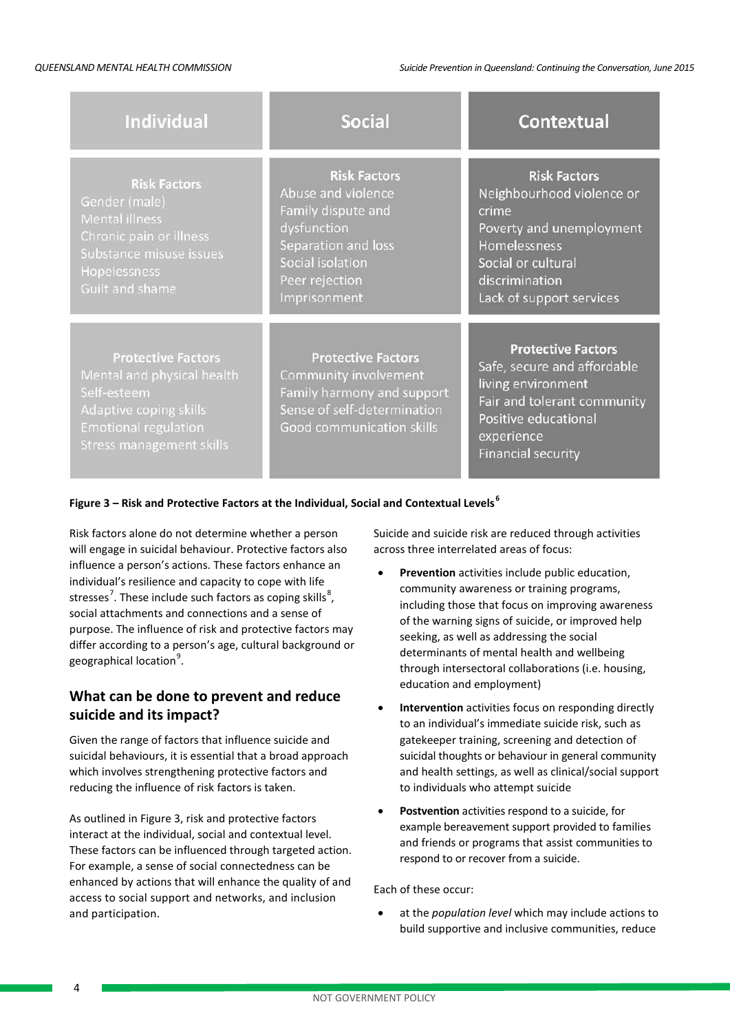| Individual | Social | Contextual |
| --- | --- | --- |
| **Risk Factors**<br>Gender (male)<br>Mental illness<br>Chronic pain or illness<br>Substance misuse issues<br>Hopelessness<br>Guilt and shame | **Risk Factors**<br>Abuse and violence<br>Family dispute and dysfunction<br>Separation and loss<br>Social isolation<br>Peer rejection<br>Imprisonment | **Risk Factors**<br>Neighbourhood violence or crime<br>Poverty and unemployment<br>Homelessness<br>Social or cultural discrimination<br>Lack of support services |
| **Protective Factors**<br>Mental and physical health<br>Self-esteem<br>Adaptive coping skills<br>Emotional regulation<br>Stress management skills | **Protective Factors**<br>Community involvement<br>Family harmony and support<br>Sense of self-determination<br>Good communication skills | **Protective Factors**<br>Safe, secure and affordable living environment<br>Fair and tolerant community<br>Positive educational experience<br>Financial security |

**Figure 3 – Risk and Protective Factors at the Individual, Social and Contextual Levels**[6]

Risk factors alone do not determine whether a person will engage in suicidal behaviour. Protective factors also influence a person's actions. These factors enhance an individual's resilience and capacity to cope with life stresses[7]. These include such factors as coping skills[8], social attachments and connections and a sense of purpose. The influence of risk and protective factors may differ according to a person's age, cultural background or geographical location[9].

## What can be done to prevent and reduce suicide and its impact?

Given the range of factors that influence suicide and suicidal behaviours, it is essential that a broad approach which involves strengthening protective factors and reducing the influence of risk factors is taken.

As outlined in Figure 3, risk and protective factors interact at the individual, social and contextual level. These factors can be influenced through targeted action. For example, a sense of social connectedness can be enhanced by actions that will enhance the quality of and access to social support and networks, and inclusion and participation.

Suicide and suicide risk are reduced through activities across three interrelated areas of focus:

- **Prevention** activities include public education, community awareness or training programs, including those that focus on improving awareness of the warning signs of suicide, or improved help seeking, as well as addressing the social determinants of mental health and wellbeing through intersectoral collaborations (i.e. housing, education and employment)
- **Intervention** activities focus on responding directly to an individual's immediate suicide risk, such as gatekeeper training, screening and detection of suicidal thoughts or behaviour in general community and health settings, as well as clinical/social support to individuals who attempt suicide
- **Postvention** activities respond to a suicide, for example bereavement support provided to families and friends or programs that assist communities to respond to or recover from a suicide.

Each of these occur:

- at the *population level* which may include actions to build supportive and inclusive communities, reduce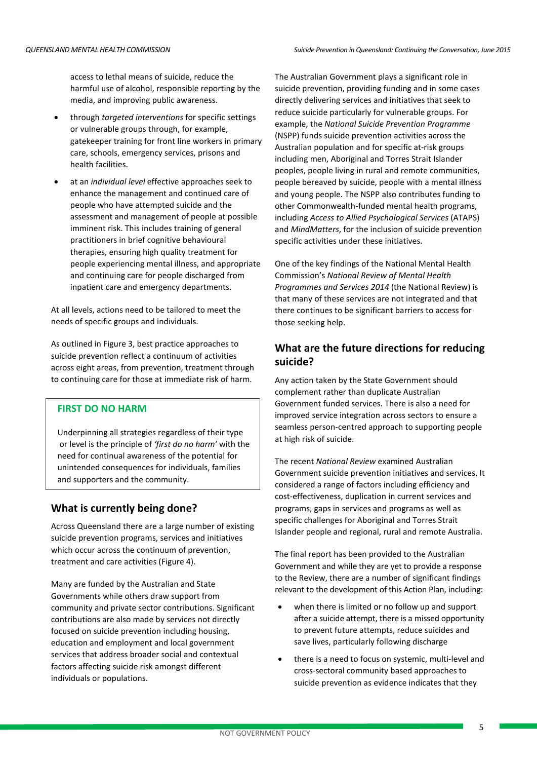access to lethal means of suicide, reduce the harmful use of alcohol, responsible reporting by the media, and improving public awareness.

- through *targeted interventions* for specific settings or vulnerable groups through, for example, gatekeeper training for front line workers in primary care, schools, emergency services, prisons and health facilities.
- at an *individual level* effective approaches seek to enhance the management and continued care of people who have attempted suicide and the assessment and management of people at possible imminent risk. This includes training of general practitioners in brief cognitive behavioural therapies, ensuring high quality treatment for people experiencing mental illness, and appropriate and continuing care for people discharged from inpatient care and emergency departments.

At all levels, actions need to be tailored to meet the needs of specific groups and individuals.

As outlined in Figure 3, best practice approaches to suicide prevention reflect a continuum of activities across eight areas, from prevention, treatment through to continuing care for those at immediate risk of harm.

**FIRST DO NO HARM**

Underpinning all strategies regardless of their type or level is the principle of *'first do no harm'* with the need for continual awareness of the potential for unintended consequences for individuals, families and supporters and the community.

## What is currently being done?

Across Queensland there are a large number of existing suicide prevention programs, services and initiatives which occur across the continuum of prevention, treatment and care activities (Figure 4).

Many are funded by the Australian and State Governments while others draw support from community and private sector contributions. Significant contributions are also made by services not directly focused on suicide prevention including housing, education and employment and local government services that address broader social and contextual factors affecting suicide risk amongst different individuals or populations.

The Australian Government plays a significant role in suicide prevention, providing funding and in some cases directly delivering services and initiatives that seek to reduce suicide particularly for vulnerable groups. For example, the *National Suicide Prevention Programme* (NSPP) funds suicide prevention activities across the Australian population and for specific at-risk groups including men, Aboriginal and Torres Strait Islander peoples, people living in rural and remote communities, people bereaved by suicide, people with a mental illness and young people. The NSPP also contributes funding to other Commonwealth-funded mental health programs, including *Access to Allied Psychological Services* (ATAPS) and *MindMatters*, for the inclusion of suicide prevention specific activities under these initiatives.

One of the key findings of the National Mental Health Commission's *National Review of Mental Health Programmes and Services 2014* (the National Review) is that many of these services are not integrated and that there continues to be significant barriers to access for those seeking help.

## What are the future directions for reducing suicide?

Any action taken by the State Government should complement rather than duplicate Australian Government funded services. There is also a need for improved service integration across sectors to ensure a seamless person-centred approach to supporting people at high risk of suicide.

The recent *National Review* examined Australian Government suicide prevention initiatives and services. It considered a range of factors including efficiency and cost-effectiveness, duplication in current services and programs, gaps in services and programs as well as specific challenges for Aboriginal and Torres Strait Islander people and regional, rural and remote Australia.

The final report has been provided to the Australian Government and while they are yet to provide a response to the Review, there are a number of significant findings relevant to the development of this Action Plan, including:

- when there is limited or no follow up and support after a suicide attempt, there is a missed opportunity to prevent future attempts, reduce suicides and save lives, particularly following discharge
- there is a need to focus on systemic, multi-level and cross-sectoral community based approaches to suicide prevention as evidence indicates that they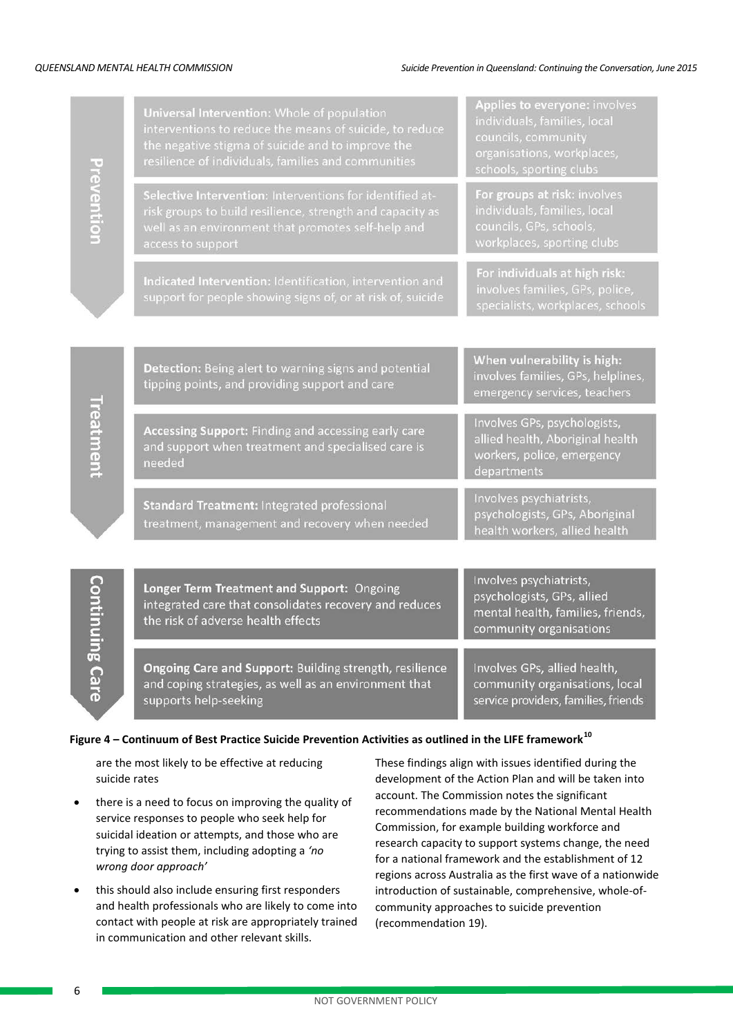| Stage | Intervention | Involvement |
|---|---|---|
| Prevention | **Universal Intervention:** Whole of population interventions to reduce the means of suicide, to reduce the negative stigma of suicide and to improve the resilience of individuals, families and communities | **Applies to everyone:** involves individuals, families, local councils, community organisations, workplaces, schools, sporting clubs |
| | **Selective Intervention:** Interventions for identified at-risk groups to build resilience, strength and capacity as well as an environment that promotes self-help and access to support | **For groups at risk:** involves individuals, families, local councils, GPs, schools, workplaces, sporting clubs |
| | **Indicated Intervention:** Identification, intervention and support for people showing signs of, or at risk of, suicide | **For individuals at high risk:** involves families, GPs, police, specialists, workplaces, schools |
| Treatment | **Detection:** Being alert to warning signs and potential tipping points, and providing support and care | **When vulnerability is high:** involves families, GPs, helplines, emergency services, teachers |
| | **Accessing Support:** Finding and accessing early care and support when treatment and specialised care is needed | Involves GPs, psychologists, allied health, Aboriginal health workers, police, emergency departments |
| | **Standard Treatment:** Integrated professional treatment, management and recovery when needed | Involves psychiatrists, psychologists, GPs, Aboriginal health workers, allied health |
| Continuing Care | **Longer Term Treatment and Support:** Ongoing integrated care that consolidates recovery and reduces the risk of adverse health effects | Involves psychiatrists, psychologists, GPs, allied mental health, families, friends, community organisations |
| | **Ongoing Care and Support:** Building strength, resilience and coping strategies, as well as an environment that supports help-seeking | Involves GPs, allied health, community organisations, local service providers, families, friends |

**Figure 4 – Continuum of Best Practice Suicide Prevention Activities as outlined in the LIFE framework[10]**

are the most likely to be effective at reducing suicide rates

- there is a need to focus on improving the quality of service responses to people who seek help for suicidal ideation or attempts, and those who are trying to assist them, including adopting a *'no wrong door approach'*
- this should also include ensuring first responders and health professionals who are likely to come into contact with people at risk are appropriately trained in communication and other relevant skills.

These findings align with issues identified during the development of the Action Plan and will be taken into account. The Commission notes the significant recommendations made by the National Mental Health Commission, for example building workforce and research capacity to support systems change, the need for a national framework and the establishment of 12 regions across Australia as the first wave of a nationwide introduction of sustainable, comprehensive, whole-of-community approaches to suicide prevention (recommendation 19).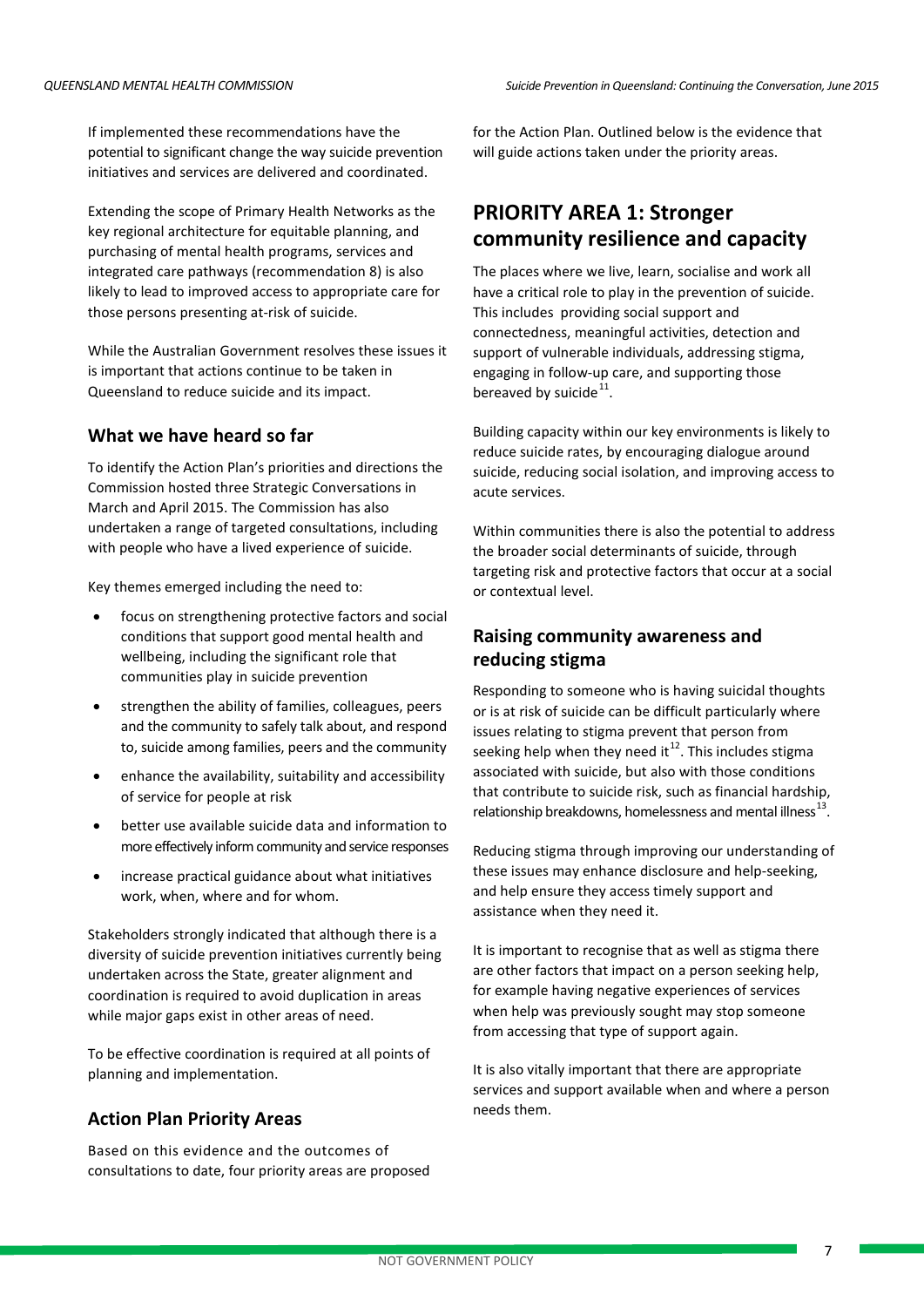If implemented these recommendations have the potential to significant change the way suicide prevention initiatives and services are delivered and coordinated.

Extending the scope of Primary Health Networks as the key regional architecture for equitable planning, and purchasing of mental health programs, services and integrated care pathways (recommendation 8) is also likely to lead to improved access to appropriate care for those persons presenting at-risk of suicide.

While the Australian Government resolves these issues it is important that actions continue to be taken in Queensland to reduce suicide and its impact.

## What we have heard so far

To identify the Action Plan's priorities and directions the Commission hosted three Strategic Conversations in March and April 2015. The Commission has also undertaken a range of targeted consultations, including with people who have a lived experience of suicide.

Key themes emerged including the need to:

- focus on strengthening protective factors and social conditions that support good mental health and wellbeing, including the significant role that communities play in suicide prevention
- strengthen the ability of families, colleagues, peers and the community to safely talk about, and respond to, suicide among families, peers and the community
- enhance the availability, suitability and accessibility of service for people at risk
- better use available suicide data and information to more effectively inform community and service responses
- increase practical guidance about what initiatives work, when, where and for whom.

Stakeholders strongly indicated that although there is a diversity of suicide prevention initiatives currently being undertaken across the State, greater alignment and coordination is required to avoid duplication in areas while major gaps exist in other areas of need.

To be effective coordination is required at all points of planning and implementation.

## Action Plan Priority Areas

Based on this evidence and the outcomes of consultations to date, four priority areas are proposed for the Action Plan. Outlined below is the evidence that will guide actions taken under the priority areas.

# PRIORITY AREA 1: Stronger community resilience and capacity

The places where we live, learn, socialise and work all have a critical role to play in the prevention of suicide. This includes providing social support and connectedness, meaningful activities, detection and support of vulnerable individuals, addressing stigma, engaging in follow-up care, and supporting those bereaved by suicide[11].

Building capacity within our key environments is likely to reduce suicide rates, by encouraging dialogue around suicide, reducing social isolation, and improving access to acute services.

Within communities there is also the potential to address the broader social determinants of suicide, through targeting risk and protective factors that occur at a social or contextual level.

## Raising community awareness and reducing stigma

Responding to someone who is having suicidal thoughts or is at risk of suicide can be difficult particularly where issues relating to stigma prevent that person from seeking help when they need it[12]. This includes stigma associated with suicide, but also with those conditions that contribute to suicide risk, such as financial hardship, relationship breakdowns, homelessness and mental illness[13].

Reducing stigma through improving our understanding of these issues may enhance disclosure and help-seeking, and help ensure they access timely support and assistance when they need it.

It is important to recognise that as well as stigma there are other factors that impact on a person seeking help, for example having negative experiences of services when help was previously sought may stop someone from accessing that type of support again.

It is also vitally important that there are appropriate services and support available when and where a person needs them.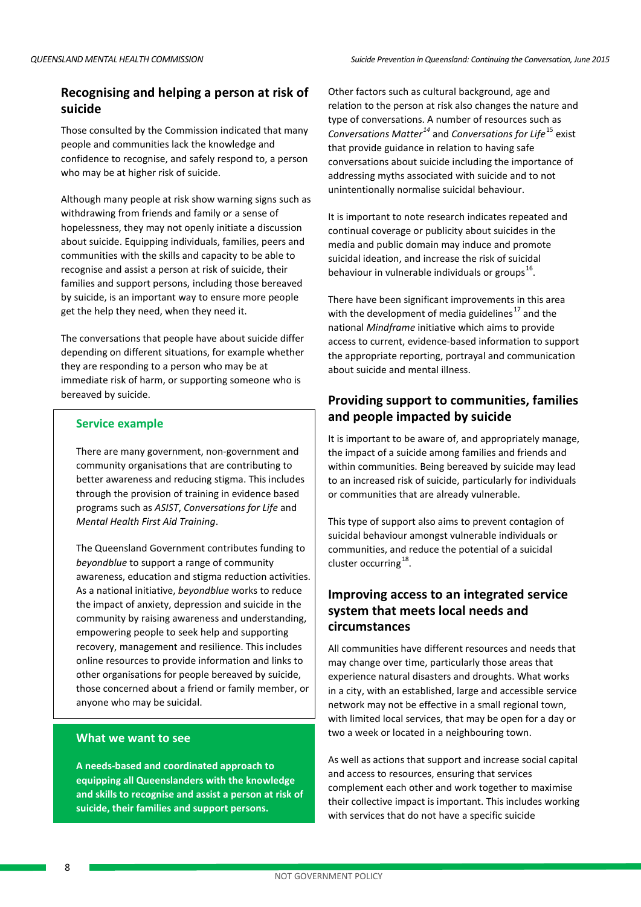## Recognising and helping a person at risk of suicide

Those consulted by the Commission indicated that many people and communities lack the knowledge and confidence to recognise, and safely respond to, a person who may be at higher risk of suicide.

Although many people at risk show warning signs such as withdrawing from friends and family or a sense of hopelessness, they may not openly initiate a discussion about suicide. Equipping individuals, families, peers and communities with the skills and capacity to be able to recognise and assist a person at risk of suicide, their families and support persons, including those bereaved by suicide, is an important way to ensure more people get the help they need, when they need it.

The conversations that people have about suicide differ depending on different situations, for example whether they are responding to a person who may be at immediate risk of harm, or supporting someone who is bereaved by suicide.

### Service example

There are many government, non-government and community organisations that are contributing to better awareness and reducing stigma. This includes through the provision of training in evidence based programs such as *ASIST*, *Conversations for Life* and *Mental Health First Aid Training*.

The Queensland Government contributes funding to *beyondblue* to support a range of community awareness, education and stigma reduction activities. As a national initiative, *beyondblue* works to reduce the impact of anxiety, depression and suicide in the community by raising awareness and understanding, empowering people to seek help and supporting recovery, management and resilience. This includes online resources to provide information and links to other organisations for people bereaved by suicide, those concerned about a friend or family member, or anyone who may be suicidal.

### What we want to see

**A needs-based and coordinated approach to equipping all Queenslanders with the knowledge and skills to recognise and assist a person at risk of suicide, their families and support persons.**

Other factors such as cultural background, age and relation to the person at risk also changes the nature and type of conversations. A number of resources such as *Conversations Matter*[14] and *Conversations for Life*[15] exist that provide guidance in relation to having safe conversations about suicide including the importance of addressing myths associated with suicide and to not unintentionally normalise suicidal behaviour.

It is important to note research indicates repeated and continual coverage or publicity about suicides in the media and public domain may induce and promote suicidal ideation, and increase the risk of suicidal behaviour in vulnerable individuals or groups[16].

There have been significant improvements in this area with the development of media guidelines[17] and the national *Mindframe* initiative which aims to provide access to current, evidence-based information to support the appropriate reporting, portrayal and communication about suicide and mental illness.

## Providing support to communities, families and people impacted by suicide

It is important to be aware of, and appropriately manage, the impact of a suicide among families and friends and within communities. Being bereaved by suicide may lead to an increased risk of suicide, particularly for individuals or communities that are already vulnerable.

This type of support also aims to prevent contagion of suicidal behaviour amongst vulnerable individuals or communities, and reduce the potential of a suicidal cluster occurring[18].

## Improving access to an integrated service system that meets local needs and circumstances

All communities have different resources and needs that may change over time, particularly those areas that experience natural disasters and droughts. What works in a city, with an established, large and accessible service network may not be effective in a small regional town, with limited local services, that may be open for a day or two a week or located in a neighbouring town.

As well as actions that support and increase social capital and access to resources, ensuring that services complement each other and work together to maximise their collective impact is important. This includes working with services that do not have a specific suicide

NOT GOVERNMENT POLICY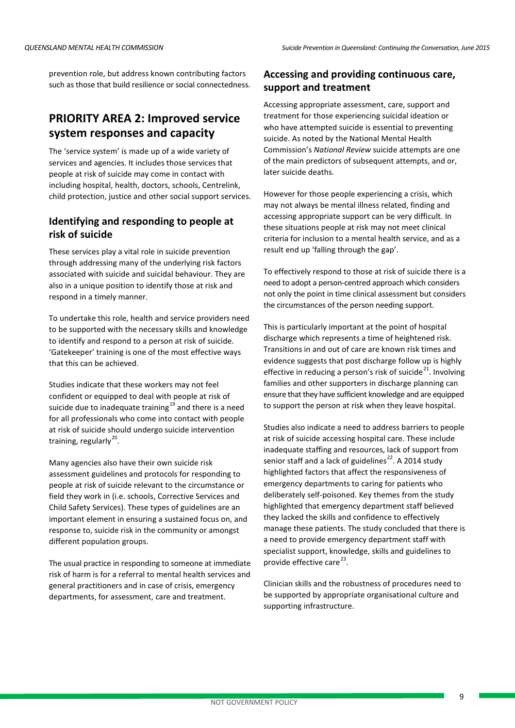prevention role, but address known contributing factors such as those that build resilience or social connectedness.

## PRIORITY AREA 2: Improved service system responses and capacity

The 'service system' is made up of a wide variety of services and agencies. It includes those services that people at risk of suicide may come in contact with including hospital, health, doctors, schools, Centrelink, child protection, justice and other social support services.

### Identifying and responding to people at risk of suicide

These services play a vital role in suicide prevention through addressing many of the underlying risk factors associated with suicide and suicidal behaviour. They are also in a unique position to identify those at risk and respond in a timely manner.

To undertake this role, health and service providers need to be supported with the necessary skills and knowledge to identify and respond to a person at risk of suicide. 'Gatekeeper' training is one of the most effective ways that this can be achieved.

Studies indicate that these workers may not feel confident or equipped to deal with people at risk of suicide due to inadequate training[19] and there is a need for all professionals who come into contact with people at risk of suicide should undergo suicide intervention training, regularly[20].

Many agencies also have their own suicide risk assessment guidelines and protocols for responding to people at risk of suicide relevant to the circumstance or field they work in (i.e. schools, Corrective Services and Child Safety Services). These types of guidelines are an important element in ensuring a sustained focus on, and response to, suicide risk in the community or amongst different population groups.

The usual practice in responding to someone at immediate risk of harm is for a referral to mental health services and general practitioners and in case of crisis, emergency departments, for assessment, care and treatment.

### Accessing and providing continuous care, support and treatment

Accessing appropriate assessment, care, support and treatment for those experiencing suicidal ideation or who have attempted suicide is essential to preventing suicide. As noted by the National Mental Health Commission's *National Review* suicide attempts are one of the main predictors of subsequent attempts, and or, later suicide deaths.

However for those people experiencing a crisis, which may not always be mental illness related, finding and accessing appropriate support can be very difficult. In these situations people at risk may not meet clinical criteria for inclusion to a mental health service, and as a result end up 'falling through the gap'.

To effectively respond to those at risk of suicide there is a need to adopt a person-centred approach which considers not only the point in time clinical assessment but considers the circumstances of the person needing support.

This is particularly important at the point of hospital discharge which represents a time of heightened risk. Transitions in and out of care are known risk times and evidence suggests that post discharge follow up is highly effective in reducing a person's risk of suicide[21]. Involving families and other supporters in discharge planning can ensure that they have sufficient knowledge and are equipped to support the person at risk when they leave hospital.

Studies also indicate a need to address barriers to people at risk of suicide accessing hospital care. These include inadequate staffing and resources, lack of support from senior staff and a lack of guidelines[22]. A 2014 study highlighted factors that affect the responsiveness of emergency departments to caring for patients who deliberately self-poisoned. Key themes from the study highlighted that emergency department staff believed they lacked the skills and confidence to effectively manage these patients. The study concluded that there is a need to provide emergency department staff with specialist support, knowledge, skills and guidelines to provide effective care[23].

Clinician skills and the robustness of procedures need to be supported by appropriate organisational culture and supporting infrastructure.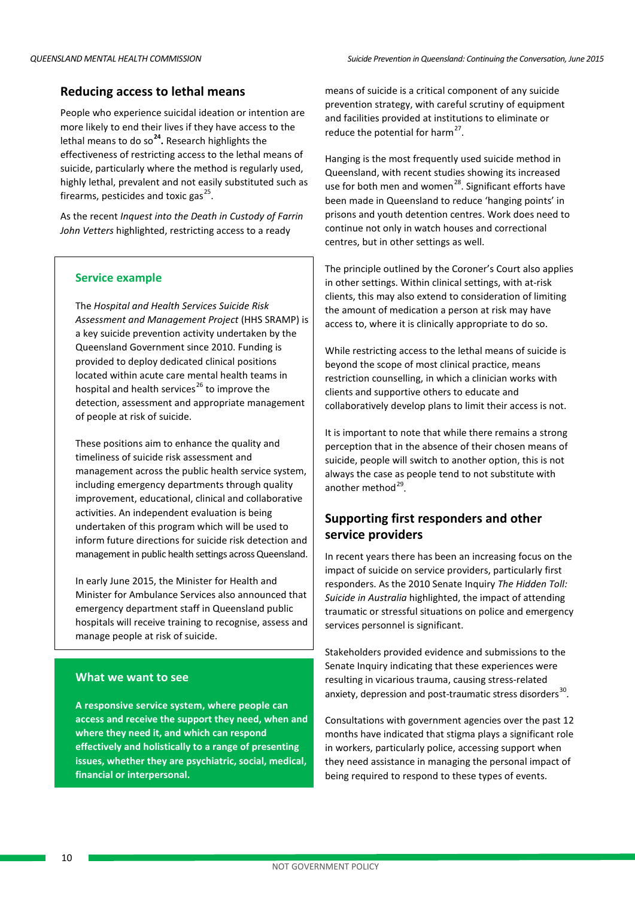## Reducing access to lethal means

People who experience suicidal ideation or intention are more likely to end their lives if they have access to the lethal means to do so[24]**.** Research highlights the effectiveness of restricting access to the lethal means of suicide, particularly where the method is regularly used, highly lethal, prevalent and not easily substituted such as firearms, pesticides and toxic gas[25].

As the recent *Inquest into the Death in Custody of Farrin John Vetters* highlighted, restricting access to a ready means of suicide is a critical component of any suicide prevention strategy, with careful scrutiny of equipment and facilities provided at institutions to eliminate or reduce the potential for harm[27].

Hanging is the most frequently used suicide method in Queensland, with recent studies showing its increased use for both men and women[28]. Significant efforts have been made in Queensland to reduce 'hanging points' in prisons and youth detention centres. Work does need to continue not only in watch houses and correctional centres, but in other settings as well.

The principle outlined by the Coroner's Court also applies in other settings. Within clinical settings, with at-risk clients, this may also extend to consideration of limiting the amount of medication a person at risk may have access to, where it is clinically appropriate to do so.

While restricting access to the lethal means of suicide is beyond the scope of most clinical practice, means restriction counselling, in which a clinician works with clients and supportive others to educate and collaboratively develop plans to limit their access is not.

It is important to note that while there remains a strong perception that in the absence of their chosen means of suicide, people will switch to another option, this is not always the case as people tend to not substitute with another method[29].

### Service example

The *Hospital and Health Services Suicide Risk Assessment and Management Project* (HHS SRAMP) is a key suicide prevention activity undertaken by the Queensland Government since 2010. Funding is provided to deploy dedicated clinical positions located within acute care mental health teams in hospital and health services[26] to improve the detection, assessment and appropriate management of people at risk of suicide.

These positions aim to enhance the quality and timeliness of suicide risk assessment and management across the public health service system, including emergency departments through quality improvement, educational, clinical and collaborative activities. An independent evaluation is being undertaken of this program which will be used to inform future directions for suicide risk detection and management in public health settings across Queensland.

In early June 2015, the Minister for Health and Minister for Ambulance Services also announced that emergency department staff in Queensland public hospitals will receive training to recognise, assess and manage people at risk of suicide.

### What we want to see

**A responsive service system, where people can access and receive the support they need, when and where they need it, and which can respond effectively and holistically to a range of presenting issues, whether they are psychiatric, social, medical, financial or interpersonal.**

## Supporting first responders and other service providers

In recent years there has been an increasing focus on the impact of suicide on service providers, particularly first responders. As the 2010 Senate Inquiry *The Hidden Toll: Suicide in Australia* highlighted, the impact of attending traumatic or stressful situations on police and emergency services personnel is significant.

Stakeholders provided evidence and submissions to the Senate Inquiry indicating that these experiences were resulting in vicarious trauma, causing stress-related anxiety, depression and post-traumatic stress disorders[30].

Consultations with government agencies over the past 12 months have indicated that stigma plays a significant role in workers, particularly police, accessing support when they need assistance in managing the personal impact of being required to respond to these types of events.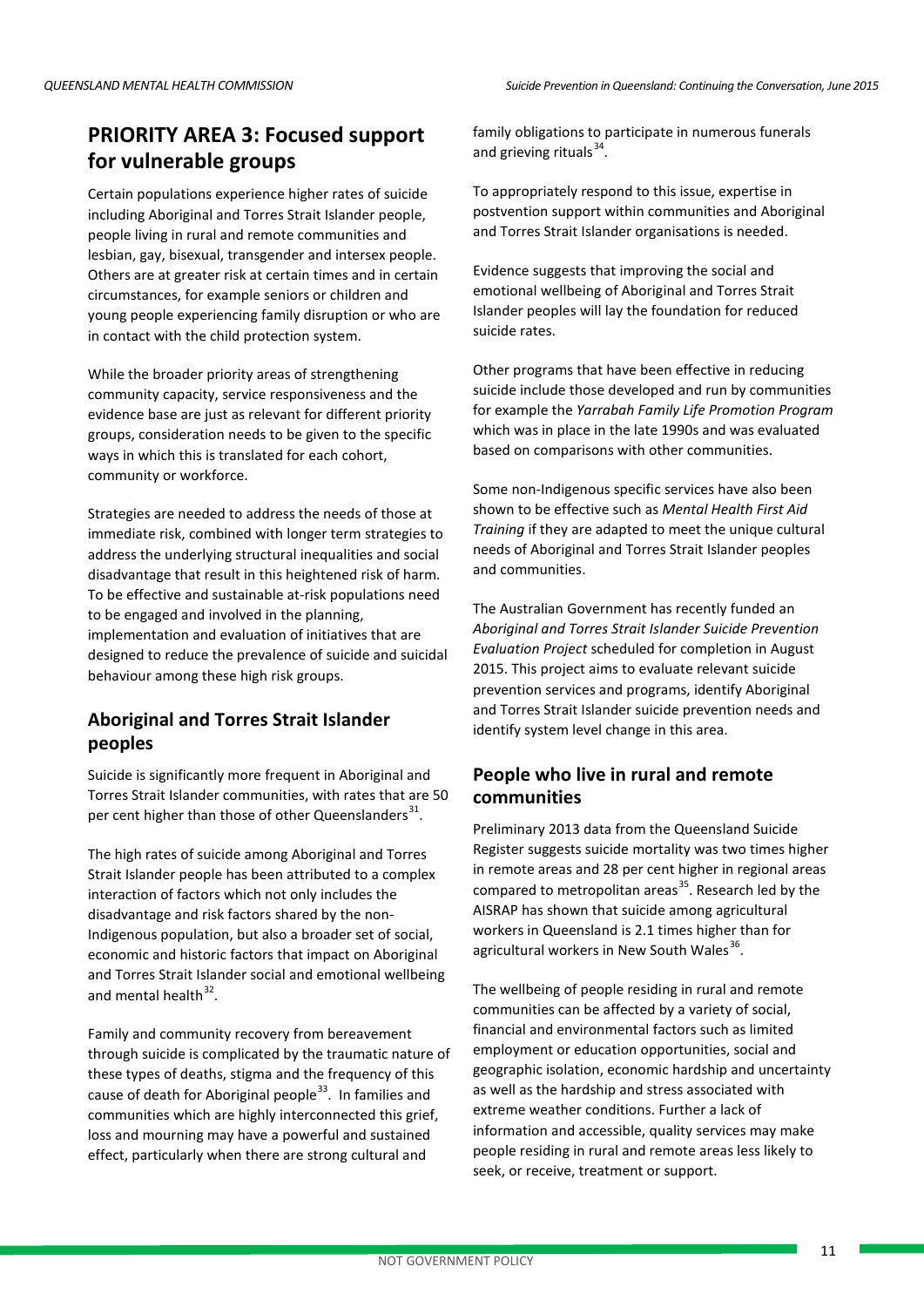## PRIORITY AREA 3: Focused support for vulnerable groups

Certain populations experience higher rates of suicide including Aboriginal and Torres Strait Islander people, people living in rural and remote communities and lesbian, gay, bisexual, transgender and intersex people. Others are at greater risk at certain times and in certain circumstances, for example seniors or children and young people experiencing family disruption or who are in contact with the child protection system.

While the broader priority areas of strengthening community capacity, service responsiveness and the evidence base are just as relevant for different priority groups, consideration needs to be given to the specific ways in which this is translated for each cohort, community or workforce.

Strategies are needed to address the needs of those at immediate risk, combined with longer term strategies to address the underlying structural inequalities and social disadvantage that result in this heightened risk of harm. To be effective and sustainable at-risk populations need to be engaged and involved in the planning, implementation and evaluation of initiatives that are designed to reduce the prevalence of suicide and suicidal behaviour among these high risk groups.

### Aboriginal and Torres Strait Islander peoples

Suicide is significantly more frequent in Aboriginal and Torres Strait Islander communities, with rates that are 50 per cent higher than those of other Queenslanders[31].

The high rates of suicide among Aboriginal and Torres Strait Islander people has been attributed to a complex interaction of factors which not only includes the disadvantage and risk factors shared by the non-Indigenous population, but also a broader set of social, economic and historic factors that impact on Aboriginal and Torres Strait Islander social and emotional wellbeing and mental health[32].

Family and community recovery from bereavement through suicide is complicated by the traumatic nature of these types of deaths, stigma and the frequency of this cause of death for Aboriginal people[33]. In families and communities which are highly interconnected this grief, loss and mourning may have a powerful and sustained effect, particularly when there are strong cultural and family obligations to participate in numerous funerals and grieving rituals[34].

To appropriately respond to this issue, expertise in postvention support within communities and Aboriginal and Torres Strait Islander organisations is needed.

Evidence suggests that improving the social and emotional wellbeing of Aboriginal and Torres Strait Islander peoples will lay the foundation for reduced suicide rates.

Other programs that have been effective in reducing suicide include those developed and run by communities for example the *Yarrabah Family Life Promotion Program* which was in place in the late 1990s and was evaluated based on comparisons with other communities.

Some non-Indigenous specific services have also been shown to be effective such as *Mental Health First Aid Training* if they are adapted to meet the unique cultural needs of Aboriginal and Torres Strait Islander peoples and communities.

The Australian Government has recently funded an *Aboriginal and Torres Strait Islander Suicide Prevention Evaluation Project* scheduled for completion in August 2015. This project aims to evaluate relevant suicide prevention services and programs, identify Aboriginal and Torres Strait Islander suicide prevention needs and identify system level change in this area.

### People who live in rural and remote communities

Preliminary 2013 data from the Queensland Suicide Register suggests suicide mortality was two times higher in remote areas and 28 per cent higher in regional areas compared to metropolitan areas[35]. Research led by the AISRAP has shown that suicide among agricultural workers in Queensland is 2.1 times higher than for agricultural workers in New South Wales[36].

The wellbeing of people residing in rural and remote communities can be affected by a variety of social, financial and environmental factors such as limited employment or education opportunities, social and geographic isolation, economic hardship and uncertainty as well as the hardship and stress associated with extreme weather conditions. Further a lack of information and accessible, quality services may make people residing in rural and remote areas less likely to seek, or receive, treatment or support.

NOT GOVERNMENT POLICY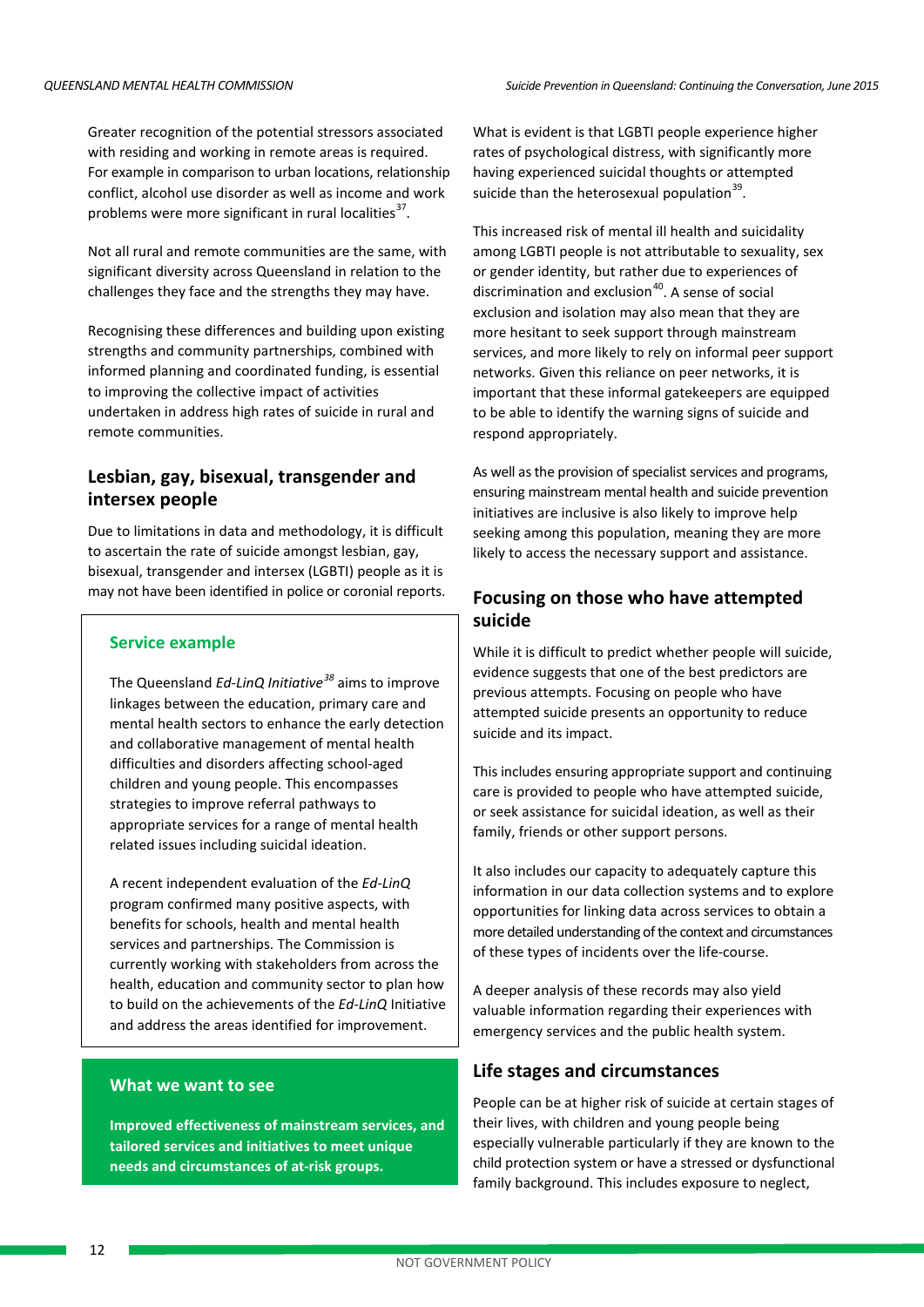Greater recognition of the potential stressors associated with residing and working in remote areas is required. For example in comparison to urban locations, relationship conflict, alcohol use disorder as well as income and work problems were more significant in rural localities[37].

Not all rural and remote communities are the same, with significant diversity across Queensland in relation to the challenges they face and the strengths they may have.

Recognising these differences and building upon existing strengths and community partnerships, combined with informed planning and coordinated funding, is essential to improving the collective impact of activities undertaken in address high rates of suicide in rural and remote communities.

## Lesbian, gay, bisexual, transgender and intersex people

Due to limitations in data and methodology, it is difficult to ascertain the rate of suicide amongst lesbian, gay, bisexual, transgender and intersex (LGBTI) people as it is may not have been identified in police or coronial reports.

> **Service example**
>
> The Queensland *Ed-LinQ Initiative*[38] aims to improve linkages between the education, primary care and mental health sectors to enhance the early detection and collaborative management of mental health difficulties and disorders affecting school-aged children and young people. This encompasses strategies to improve referral pathways to appropriate services for a range of mental health related issues including suicidal ideation.
>
> A recent independent evaluation of the *Ed-LinQ* program confirmed many positive aspects, with benefits for schools, health and mental health services and partnerships. The Commission is currently working with stakeholders from across the health, education and community sector to plan how to build on the achievements of the *Ed-LinQ* Initiative and address the areas identified for improvement.

> **What we want to see**
>
> **Improved effectiveness of mainstream services, and tailored services and initiatives to meet unique needs and circumstances of at-risk groups.**

What is evident is that LGBTI people experience higher rates of psychological distress, with significantly more having experienced suicidal thoughts or attempted suicide than the heterosexual population[39].

This increased risk of mental ill health and suicidality among LGBTI people is not attributable to sexuality, sex or gender identity, but rather due to experiences of discrimination and exclusion[40]. A sense of social exclusion and isolation may also mean that they are more hesitant to seek support through mainstream services, and more likely to rely on informal peer support networks. Given this reliance on peer networks, it is important that these informal gatekeepers are equipped to be able to identify the warning signs of suicide and respond appropriately.

As well as the provision of specialist services and programs, ensuring mainstream mental health and suicide prevention initiatives are inclusive is also likely to improve help seeking among this population, meaning they are more likely to access the necessary support and assistance.

## Focusing on those who have attempted suicide

While it is difficult to predict whether people will suicide, evidence suggests that one of the best predictors are previous attempts. Focusing on people who have attempted suicide presents an opportunity to reduce suicide and its impact.

This includes ensuring appropriate support and continuing care is provided to people who have attempted suicide, or seek assistance for suicidal ideation, as well as their family, friends or other support persons.

It also includes our capacity to adequately capture this information in our data collection systems and to explore opportunities for linking data across services to obtain a more detailed understanding of the context and circumstances of these types of incidents over the life-course.

A deeper analysis of these records may also yield valuable information regarding their experiences with emergency services and the public health system.

## Life stages and circumstances

People can be at higher risk of suicide at certain stages of their lives, with children and young people being especially vulnerable particularly if they are known to the child protection system or have a stressed or dysfunctional family background. This includes exposure to neglect,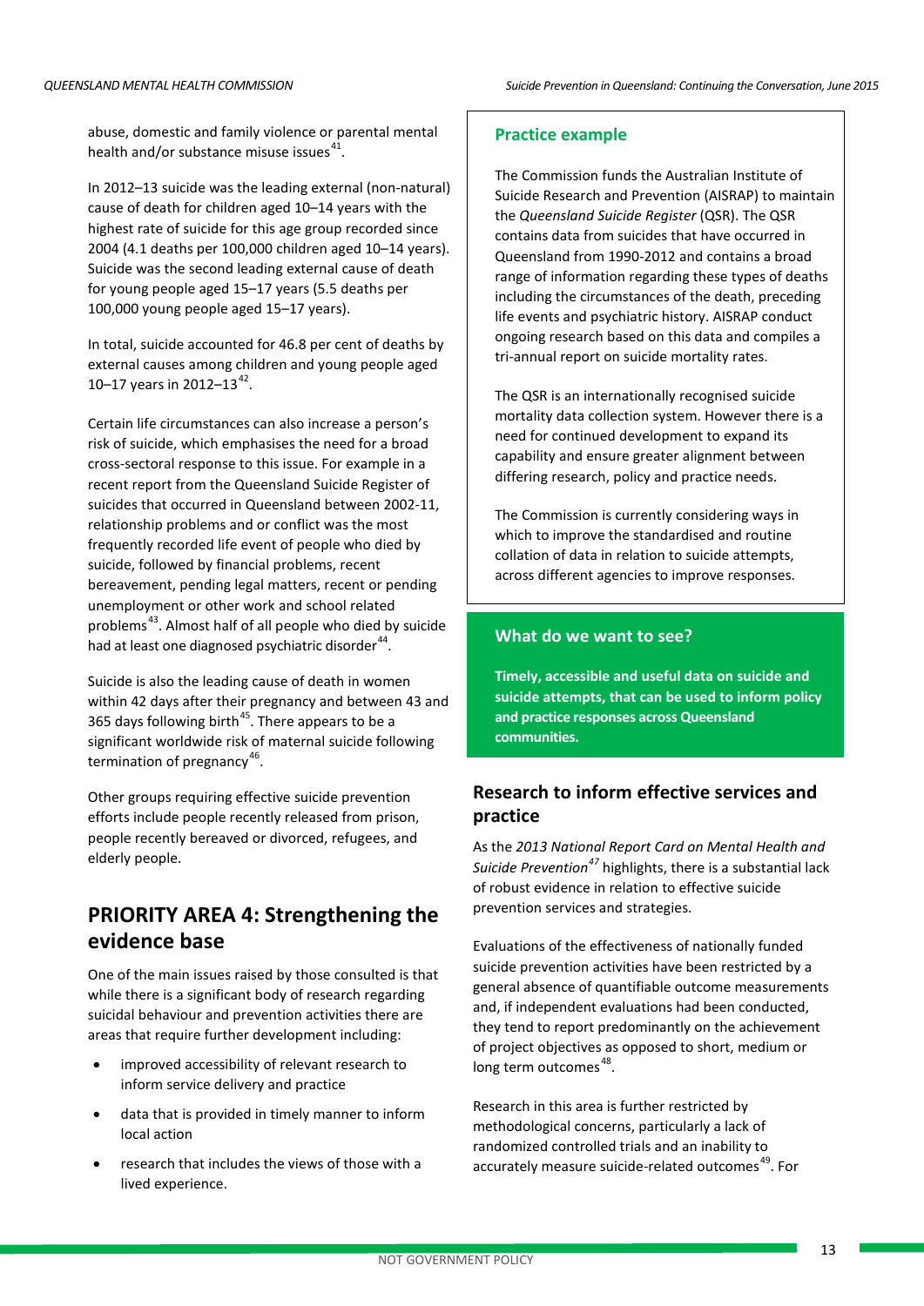abuse, domestic and family violence or parental mental health and/or substance misuse issues[41].

In 2012–13 suicide was the leading external (non-natural) cause of death for children aged 10–14 years with the highest rate of suicide for this age group recorded since 2004 (4.1 deaths per 100,000 children aged 10–14 years). Suicide was the second leading external cause of death for young people aged 15–17 years (5.5 deaths per 100,000 young people aged 15–17 years).

In total, suicide accounted for 46.8 per cent of deaths by external causes among children and young people aged 10–17 years in 2012–13[42].

Certain life circumstances can also increase a person's risk of suicide, which emphasises the need for a broad cross-sectoral response to this issue. For example in a recent report from the Queensland Suicide Register of suicides that occurred in Queensland between 2002-11, relationship problems and or conflict was the most frequently recorded life event of people who died by suicide, followed by financial problems, recent bereavement, pending legal matters, recent or pending unemployment or other work and school related problems[43]. Almost half of all people who died by suicide had at least one diagnosed psychiatric disorder[44].

Suicide is also the leading cause of death in women within 42 days after their pregnancy and between 43 and 365 days following birth[45]. There appears to be a significant worldwide risk of maternal suicide following termination of pregnancy[46].

Other groups requiring effective suicide prevention efforts include people recently released from prison, people recently bereaved or divorced, refugees, and elderly people.

## PRIORITY AREA 4: Strengthening the evidence base

One of the main issues raised by those consulted is that while there is a significant body of research regarding suicidal behaviour and prevention activities there are areas that require further development including:

- improved accessibility of relevant research to inform service delivery and practice
- data that is provided in timely manner to inform local action
- research that includes the views of those with a lived experience.

### Practice example

The Commission funds the Australian Institute of Suicide Research and Prevention (AISRAP) to maintain the *Queensland Suicide Register* (QSR). The QSR contains data from suicides that have occurred in Queensland from 1990-2012 and contains a broad range of information regarding these types of deaths including the circumstances of the death, preceding life events and psychiatric history. AISRAP conduct ongoing research based on this data and compiles a tri-annual report on suicide mortality rates.

The QSR is an internationally recognised suicide mortality data collection system. However there is a need for continued development to expand its capability and ensure greater alignment between differing research, policy and practice needs.

The Commission is currently considering ways in which to improve the standardised and routine collation of data in relation to suicide attempts, across different agencies to improve responses.

### What do we want to see?

**Timely, accessible and useful data on suicide and suicide attempts, that can be used to inform policy and practice responses across Queensland communities.**

### Research to inform effective services and practice

As the *2013 National Report Card on Mental Health and Suicide Prevention*[47] highlights, there is a substantial lack of robust evidence in relation to effective suicide prevention services and strategies.

Evaluations of the effectiveness of nationally funded suicide prevention activities have been restricted by a general absence of quantifiable outcome measurements and, if independent evaluations had been conducted, they tend to report predominantly on the achievement of project objectives as opposed to short, medium or long term outcomes[48].

Research in this area is further restricted by methodological concerns, particularly a lack of randomized controlled trials and an inability to accurately measure suicide-related outcomes[49]. For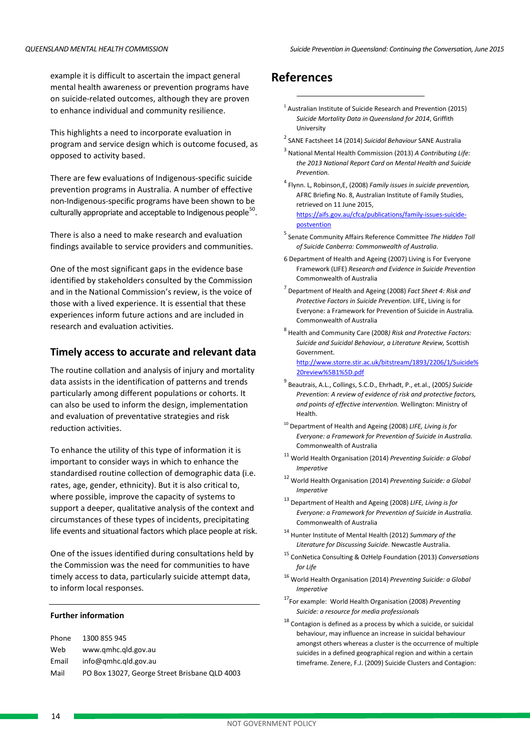example it is difficult to ascertain the impact general mental health awareness or prevention programs have on suicide-related outcomes, although they are proven to enhance individual and community resilience.

This highlights a need to incorporate evaluation in program and service design which is outcome focused, as opposed to activity based.

There are few evaluations of Indigenous-specific suicide prevention programs in Australia. A number of effective non-Indigenous-specific programs have been shown to be culturally appropriate and acceptable to Indigenous people[50].

There is also a need to make research and evaluation findings available to service providers and communities.

One of the most significant gaps in the evidence base identified by stakeholders consulted by the Commission and in the National Commission's review, is the voice of those with a lived experience. It is essential that these experiences inform future actions and are included in research and evaluation activities.

## Timely access to accurate and relevant data

The routine collation and analysis of injury and mortality data assists in the identification of patterns and trends particularly among different populations or cohorts. It can also be used to inform the design, implementation and evaluation of preventative strategies and risk reduction activities.

To enhance the utility of this type of information it is important to consider ways in which to enhance the standardised routine collection of demographic data (i.e. rates, age, gender, ethnicity). But it is also critical to, where possible, improve the capacity of systems to support a deeper, qualitative analysis of the context and circumstances of these types of incidents, precipitating life events and situational factors which place people at risk.

One of the issues identified during consultations held by the Commission was the need for communities to have timely access to data, particularly suicide attempt data, to inform local responses.

**Further information**

| | |
|---|---|
| Phone | 1300 855 945 |
| Web | www.qmhc.qld.gov.au |
| Email | info@qmhc.qld.gov.au |
| Mail | PO Box 13027, George Street Brisbane QLD 4003 |

# References

[1] Australian Institute of Suicide Research and Prevention (2015) *Suicide Mortality Data in Queensland for 2014*, Griffith University

[2] SANE Factsheet 14 (2014) *Suicidal Behaviour* SANE Australia

[3] National Mental Health Commission (2013) *A Contributing Life: the 2013 National Report Card on Mental Health and Suicide Prevention.*

[4] Flynn. L, Robinson,E, (2008) *Family issues in suicide prevention,* AFRC Briefing No. 8, Australian Institute of Family Studies, retrieved on 11 June 2015, https://aifs.gov.au/cfca/publications/family-issues-suicide-postvention

[5] Senate Community Affairs Reference Committee *The Hidden Toll of Suicide Canberra: Commonwealth of Australia.*

6 Department of Health and Ageing (2007) Living is For Everyone Framework (LIFE) *Research and Evidence in Suicide Prevention* Commonwealth of Australia

[7] Department of Health and Ageing (2008) *Fact Sheet 4: Risk and Protective Factors in Suicide Prevention*. LIFE, Living is for Everyone: a Framework for Prevention of Suicide in Australia. Commonwealth of Australia

[8] Health and Community Care (2008*) Risk and Protective Factors: Suicide and Suicidal Behaviour, a Literature Review,* Scottish Government. http://www.storre.stir.ac.uk/bitstream/1893/2206/1/Suicide%20review%5B1%5D.pdf

[9] Beautrais, A.L., Collings, S.C.D., Ehrhadt, P., et.al., (2005*) Suicide Prevention: A review of evidence of risk and protective factors, and points of effective intervention.* Wellington: Ministry of Health.

[10] Department of Health and Ageing (2008) *LIFE, Living is for Everyone: a Framework for Prevention of Suicide in Australia.* Commonwealth of Australia

[11] World Health Organisation (2014) *Preventing Suicide: a Global Imperative*

[12] World Health Organisation (2014) *Preventing Suicide: a Global Imperative*

[13] Department of Health and Ageing (2008) *LIFE, Living is for Everyone: a Framework for Prevention of Suicide in Australia.* Commonwealth of Australia

[14] Hunter Institute of Mental Health (2012) *Summary of the Literature for Discussing Suicide*. Newcastle Australia.

[15] ConNetica Consulting & OzHelp Foundation (2013) *Conversations for Life*

[16] World Health Organisation (2014) *Preventing Suicide: a Global Imperative*

[17]For example: World Health Organisation (2008) *Preventing Suicide: a resource for media professionals*

[18] Contagion is defined as a process by which a suicide, or suicidal behaviour, may influence an increase in suicidal behaviour amongst others whereas a cluster is the occurrence of multiple suicides in a defined geographical region and within a certain timeframe. Zenere, F.J. (2009) Suicide Clusters and Contagion: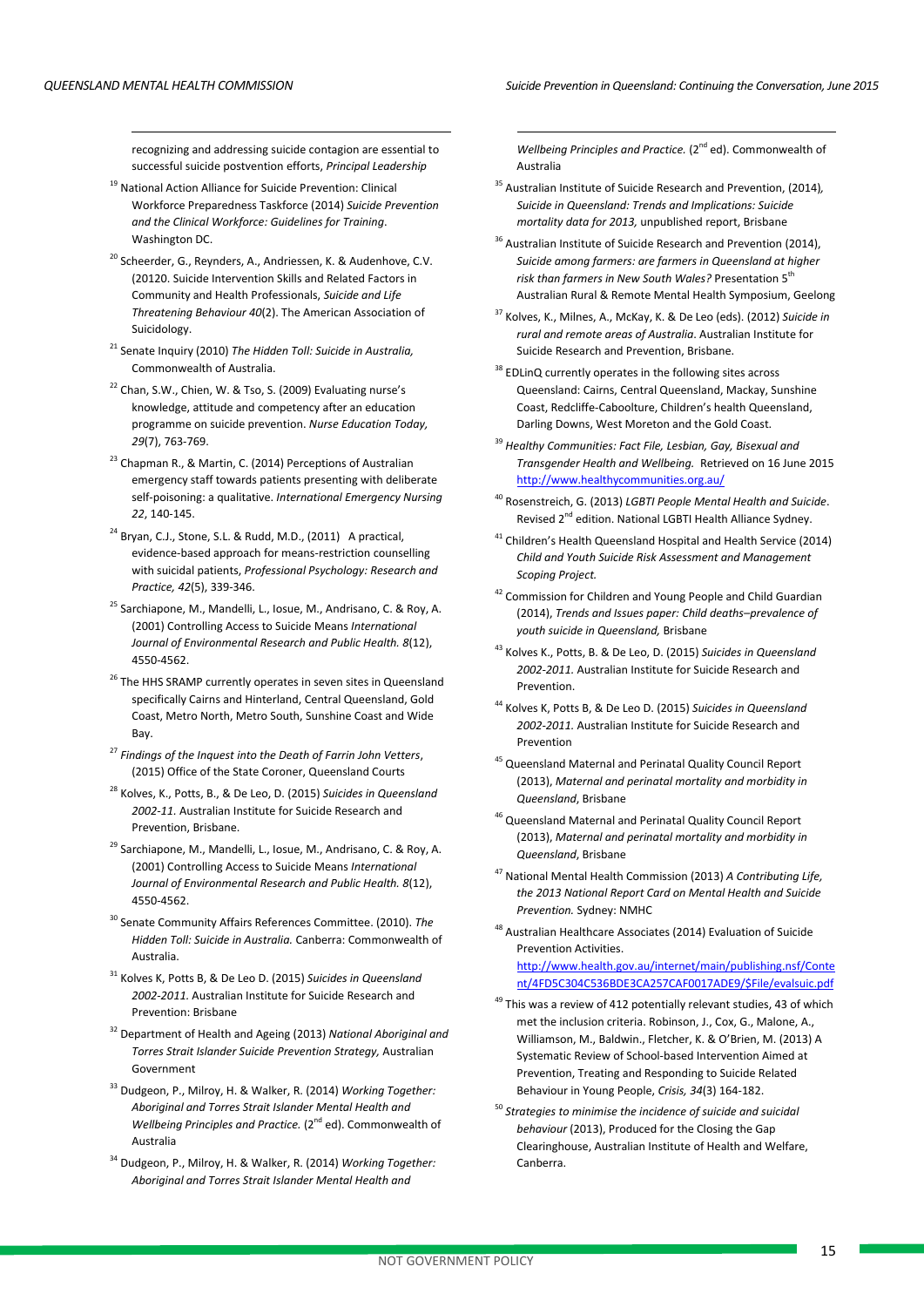recognizing and addressing suicide contagion are essential to successful suicide postvention efforts, *Principal Leadership*

[19] National Action Alliance for Suicide Prevention: Clinical Workforce Preparedness Taskforce (2014) *Suicide Prevention and the Clinical Workforce: Guidelines for Training*. Washington DC.

[20] Scheerder, G., Reynders, A., Andriessen, K. & Audenhove, C.V. (20120. Suicide Intervention Skills and Related Factors in Community and Health Professionals, *Suicide and Life Threatening Behaviour 40*(2). The American Association of Suicidology.

[21] Senate Inquiry (2010) *The Hidden Toll: Suicide in Australia,* Commonwealth of Australia.

[22] Chan, S.W., Chien, W. & Tso, S. (2009) Evaluating nurse's knowledge, attitude and competency after an education programme on suicide prevention. *Nurse Education Today, 29*(7), 763-769.

[23] Chapman R., & Martin, C. (2014) Perceptions of Australian emergency staff towards patients presenting with deliberate self-poisoning: a qualitative. *International Emergency Nursing 22*, 140-145.

[24] Bryan, C.J., Stone, S.L. & Rudd, M.D., (2011) A practical, evidence-based approach for means-restriction counselling with suicidal patients, *Professional Psychology: Research and Practice, 42*(5), 339-346.

[25] Sarchiapone, M., Mandelli, L., Iosue, M., Andrisano, C. & Roy, A. (2001) Controlling Access to Suicide Means *International Journal of Environmental Research and Public Health. 8*(12), 4550-4562.

[26] The HHS SRAMP currently operates in seven sites in Queensland specifically Cairns and Hinterland, Central Queensland, Gold Coast, Metro North, Metro South, Sunshine Coast and Wide Bay.

[27] *Findings of the Inquest into the Death of Farrin John Vetters*, (2015) Office of the State Coroner, Queensland Courts

[28] Kolves, K., Potts, B., & De Leo, D. (2015) *Suicides in Queensland 2002-11.* Australian Institute for Suicide Research and Prevention, Brisbane.

[29] Sarchiapone, M., Mandelli, L., Iosue, M., Andrisano, C. & Roy, A. (2001) Controlling Access to Suicide Means *International Journal of Environmental Research and Public Health. 8*(12), 4550-4562.

[30] Senate Community Affairs References Committee. (2010). *The Hidden Toll: Suicide in Australia.* Canberra: Commonwealth of Australia.

[31] Kolves K, Potts B, & De Leo D. (2015) *Suicides in Queensland 2002-2011.* Australian Institute for Suicide Research and Prevention: Brisbane

[32] Department of Health and Ageing (2013) *National Aboriginal and Torres Strait Islander Suicide Prevention Strategy,* Australian Government

[33] Dudgeon, P., Milroy, H. & Walker, R. (2014) *Working Together: Aboriginal and Torres Strait Islander Mental Health and Wellbeing Principles and Practice.* (2nd ed). Commonwealth of Australia

[34] Dudgeon, P., Milroy, H. & Walker, R. (2014) *Working Together: Aboriginal and Torres Strait Islander Mental Health and Wellbeing Principles and Practice.* (2nd ed). Commonwealth of Australia

[35] Australian Institute of Suicide Research and Prevention, (2014), *Suicide in Queensland: Trends and Implications: Suicide mortality data for 2013,* unpublished report, Brisbane

[36] Australian Institute of Suicide Research and Prevention (2014), *Suicide among farmers: are farmers in Queensland at higher risk than farmers in New South Wales?* Presentation 5th Australian Rural & Remote Mental Health Symposium, Geelong

[37] Kolves, K., Milnes, A., McKay, K. & De Leo (eds). (2012) *Suicide in rural and remote areas of Australia*. Australian Institute for Suicide Research and Prevention, Brisbane.

[38] EDLinQ currently operates in the following sites across Queensland: Cairns, Central Queensland, Mackay, Sunshine Coast, Redcliffe-Caboolture, Children's health Queensland, Darling Downs, West Moreton and the Gold Coast.

[39] *Healthy Communities: Fact File, Lesbian, Gay, Bisexual and Transgender Health and Wellbeing.* Retrieved on 16 June 2015 http://www.healthycommunities.org.au/

[40] Rosenstreich, G. (2013) *LGBTI People Mental Health and Suicide*. Revised 2nd edition. National LGBTI Health Alliance Sydney.

[41] Children's Health Queensland Hospital and Health Service (2014) *Child and Youth Suicide Risk Assessment and Management Scoping Project.*

[42] Commission for Children and Young People and Child Guardian (2014), *Trends and Issues paper: Child deaths–prevalence of youth suicide in Queensland,* Brisbane

[43] Kolves K., Potts, B. & De Leo, D. (2015) *Suicides in Queensland 2002-2011.* Australian Institute for Suicide Research and Prevention.

[44] Kolves K, Potts B, & De Leo D. (2015) *Suicides in Queensland 2002-2011.* Australian Institute for Suicide Research and Prevention

[45] Queensland Maternal and Perinatal Quality Council Report (2013), *Maternal and perinatal mortality and morbidity in Queensland*, Brisbane

[46] Queensland Maternal and Perinatal Quality Council Report (2013), *Maternal and perinatal mortality and morbidity in Queensland*, Brisbane

[47] National Mental Health Commission (2013) *A Contributing Life, the 2013 National Report Card on Mental Health and Suicide Prevention.* Sydney: NMHC

[48] Australian Healthcare Associates (2014) Evaluation of Suicide Prevention Activities. http://www.health.gov.au/internet/main/publishing.nsf/Content/4FD5C304C536BDE3CA257CAF0017ADE9/$File/evalsuic.pdf

[49] This was a review of 412 potentially relevant studies, 43 of which met the inclusion criteria. Robinson, J., Cox, G., Malone, A., Williamson, M., Baldwin., Fletcher, K. & O'Brien, M. (2013) A Systematic Review of School-based Intervention Aimed at Prevention, Treating and Responding to Suicide Related Behaviour in Young People, *Crisis, 34*(3) 164-182.

[50] *Strategies to minimise the incidence of suicide and suicidal behaviour* (2013), Produced for the Closing the Gap Clearinghouse, Australian Institute of Health and Welfare, Canberra.